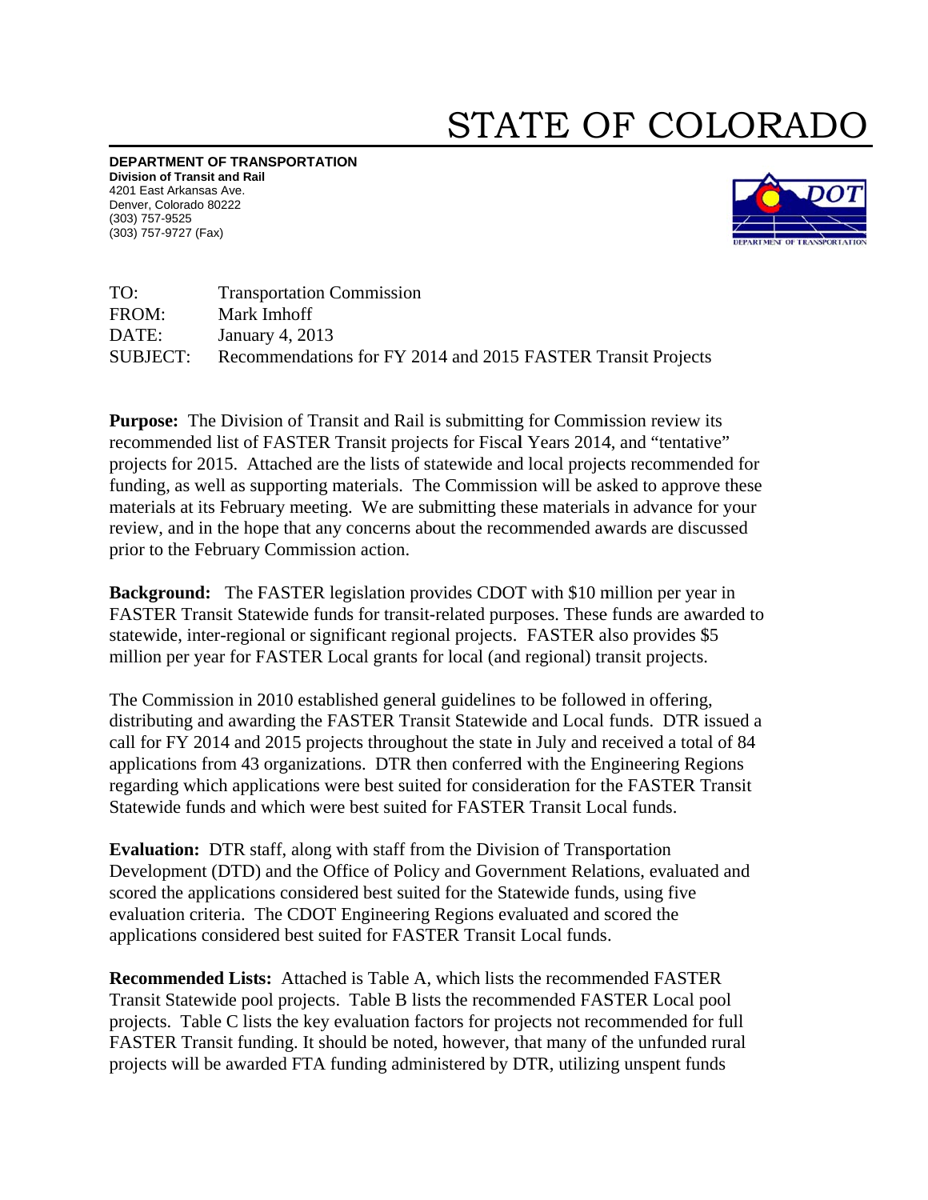# STATE OF COLORADO

**DEPARTMENT OF TRANSPORTATION**
**Division of Transit and Rail**
4201 East Arkansas Ave.
Denver, Colorado 80222
(303) 757-9525
(303) 757-9727 (Fax)

TO: Transportation Commission
FROM: Mark Imhoff
DATE: January 4, 2013
SUBJECT: Recommendations for FY 2014 and 2015 FASTER Transit Projects

**Purpose:** The Division of Transit and Rail is submitting for Commission review its recommended list of FASTER Transit projects for Fiscal Years 2014, and "tentative" projects for 2015. Attached are the lists of statewide and local projects recommended for funding, as well as supporting materials. The Commission will be asked to approve these materials at its February meeting. We are submitting these materials in advance for your review, and in the hope that any concerns about the recommended awards are discussed prior to the February Commission action.

**Background:** The FASTER legislation provides CDOT with $10 million per year in FASTER Transit Statewide funds for transit-related purposes. These funds are awarded to statewide, inter-regional or significant regional projects. FASTER also provides $5 million per year for FASTER Local grants for local (and regional) transit projects.

The Commission in 2010 established general guidelines to be followed in offering, distributing and awarding the FASTER Transit Statewide and Local funds. DTR issued a call for FY 2014 and 2015 projects throughout the state in July and received a total of 84 applications from 43 organizations. DTR then conferred with the Engineering Regions regarding which applications were best suited for consideration for the FASTER Transit Statewide funds and which were best suited for FASTER Transit Local funds.

**Evaluation:** DTR staff, along with staff from the Division of Transportation Development (DTD) and the Office of Policy and Government Relations, evaluated and scored the applications considered best suited for the Statewide funds, using five evaluation criteria. The CDOT Engineering Regions evaluated and scored the applications considered best suited for FASTER Transit Local funds.

**Recommended Lists:** Attached is Table A, which lists the recommended FASTER Transit Statewide pool projects. Table B lists the recommended FASTER Local pool projects. Table C lists the key evaluation factors for projects not recommended for full FASTER Transit funding. It should be noted, however, that many of the unfunded rural projects will be awarded FTA funding administered by DTR, utilizing unspent funds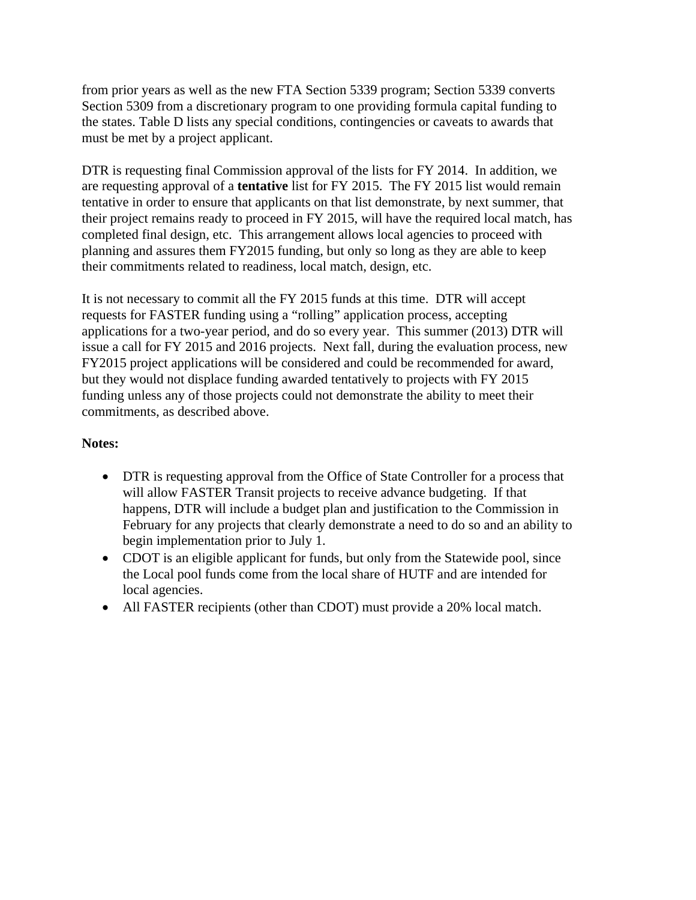from prior years as well as the new FTA Section 5339 program; Section 5339 converts Section 5309 from a discretionary program to one providing formula capital funding to the states. Table D lists any special conditions, contingencies or caveats to awards that must be met by a project applicant.

DTR is requesting final Commission approval of the lists for FY 2014. In addition, we are requesting approval of a **tentative** list for FY 2015. The FY 2015 list would remain tentative in order to ensure that applicants on that list demonstrate, by next summer, that their project remains ready to proceed in FY 2015, will have the required local match, has completed final design, etc. This arrangement allows local agencies to proceed with planning and assures them FY2015 funding, but only so long as they are able to keep their commitments related to readiness, local match, design, etc.

It is not necessary to commit all the FY 2015 funds at this time. DTR will accept requests for FASTER funding using a "rolling" application process, accepting applications for a two-year period, and do so every year. This summer (2013) DTR will issue a call for FY 2015 and 2016 projects. Next fall, during the evaluation process, new FY2015 project applications will be considered and could be recommended for award, but they would not displace funding awarded tentatively to projects with FY 2015 funding unless any of those projects could not demonstrate the ability to meet their commitments, as described above.

**Notes:**

- DTR is requesting approval from the Office of State Controller for a process that will allow FASTER Transit projects to receive advance budgeting. If that happens, DTR will include a budget plan and justification to the Commission in February for any projects that clearly demonstrate a need to do so and an ability to begin implementation prior to July 1.
- CDOT is an eligible applicant for funds, but only from the Statewide pool, since the Local pool funds come from the local share of HUTF and are intended for local agencies.
- All FASTER recipients (other than CDOT) must provide a 20% local match.